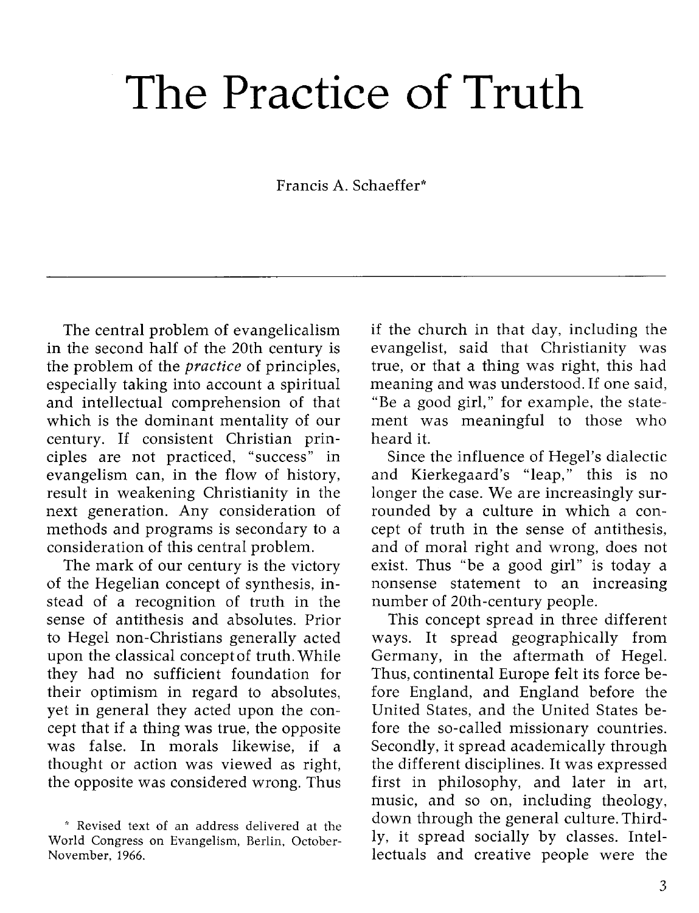# The Practice of Truth

Francis A. Schaeffer*

The central problem of evangelicalism in the second half of the 20th century is the problem of the *practice* of principles, especially taking into account a spiritual and intellectual comprehension of that which is the dominant mentality of our century. If consistent Christian principles are not practiced, "success" in evangelism can, in the flow of history, result in weakening Christianity in the next generation. Any consideration of methods and programs is secondary to a consideration of this central problem.

The mark of our century is the victory of the Hegelian concept of synthesis, instead of a recognition of truth in the sense of antithesis and absolutes. Prior to Hegel non-Christians generally acted upon the classical concept of truth. While they had no sufficient foundation for their optimism in regard to absolutes, yet in general they acted upon the concept that if a thing was true, the opposite was false. In morals likewise, if a thought or action was viewed as right, the opposite was considered wrong. Thus if the church in that day, including the evangelist, said that Christianity was true, or that a thing was right, this had meaning and was understood. If one said, "Be a good girl," for example, the statement was meaningful to those who heard it.

Since the influence of Hegel's dialectic and Kierkegaard's "leap," this is no longer the case. We are increasingly surrounded by a culture in which a concept of truth in the sense of antithesis, and of moral right and wrong, does not exist. Thus "be a good girl" is today a nonsense statement to an increasing number of 20th-century people.

This concept spread in three different ways. It spread geographically from Germany, in the aftermath of Hegel. Thus, continental Europe felt its force before England, and England before the United States, and the United States before the so-called missionary countries. Secondly, it spread academically through the different disciplines. It was expressed first in philosophy, and later in art, music, and so on, including theology, down through the general culture. Thirdly, it spread socially by classes. Intellectuals and creative people were the

\* Revised text of an address delivered at the World Congress on Evangelism, Berlin, October-November, 1966.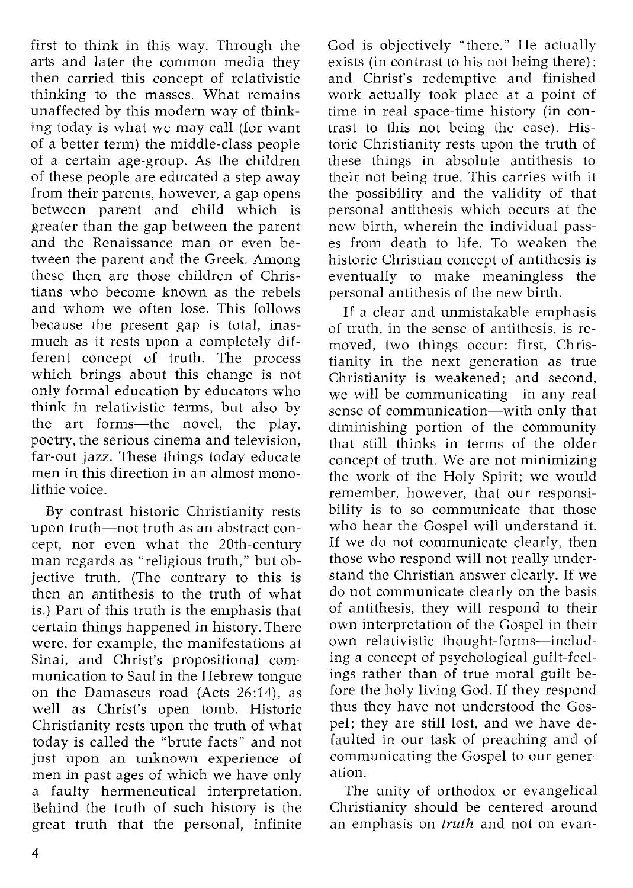first to think in this way. Through the arts and later the common media they then carried this concept of relativistic thinking to the masses. What remains unaffected by this modern way of thinking today is what we may call (for want of a better term) the middle-class people of a certain age-group. As the children of these people are educated a step away from their parents, however, a gap opens between parent and child which is greater than the gap between the parent and the Renaissance man or even between the parent and the Greek. Among these then are those children of Christians who become known as the rebels and whom we often lose. This follows because the present gap is total, inasmuch as it rests upon a completely different concept of truth. The process which brings about this change is not only formal education by educators who think in relativistic terms, but also by the art forms—the novel, the play, poetry, the serious cinema and television, far-out jazz. These things today educate men in this direction in an almost monolithic voice.

By contrast historic Christianity rests upon truth—not truth as an abstract concept, nor even what the 20th-century man regards as "religious truth," but objective truth. (The contrary to this is then an antithesis to the truth of what is.) Part of this truth is the emphasis that certain things happened in history. There were, for example, the manifestations at Sinai, and Christ's propositional communication to Saul in the Hebrew tongue on the Damascus road (Acts 26:14), as well as Christ's open tomb. Historic Christianity rests upon the truth of what today is called the "brute facts" and not just upon an unknown experience of men in past ages of which we have only a faulty hermeneutical interpretation. Behind the truth of such history is the great truth that the personal, infinite God is objectively "there." He actually exists (in contrast to his not being there); and Christ's redemptive and finished work actually took place at a point of time in real space-time history (in contrast to this not being the case). Historic Christianity rests upon the truth of these things in absolute antithesis to their not being true. This carries with it the possibility and the validity of that personal antithesis which occurs at the new birth, wherein the individual passes from death to life. To weaken the historic Christian concept of antithesis is eventually to make meaningless the personal antithesis of the new birth.

If a clear and unmistakable emphasis of truth, in the sense of antithesis, is removed, two things occur: first, Christianity in the next generation as true Christianity is weakened; and second, we will be communicating—in any real sense of communication—with only that diminishing portion of the community that still thinks in terms of the older concept of truth. We are not minimizing the work of the Holy Spirit; we would remember, however, that our responsibility is to so communicate that those who hear the Gospel will understand it. If we do not communicate clearly, then those who respond will not really understand the Christian answer clearly. If we do not communicate clearly on the basis of antithesis, they will respond to their own interpretation of the Gospel in their own relativistic thought-forms—including a concept of psychological guilt-feelings rather than of true moral guilt before the holy living God. If they respond thus they have not understood the Gospel; they are still lost, and we have defaulted in our task of preaching and of communicating the Gospel to our generation.

The unity of orthodox or evangelical Christianity should be centered around an emphasis on *truth* and not on evan-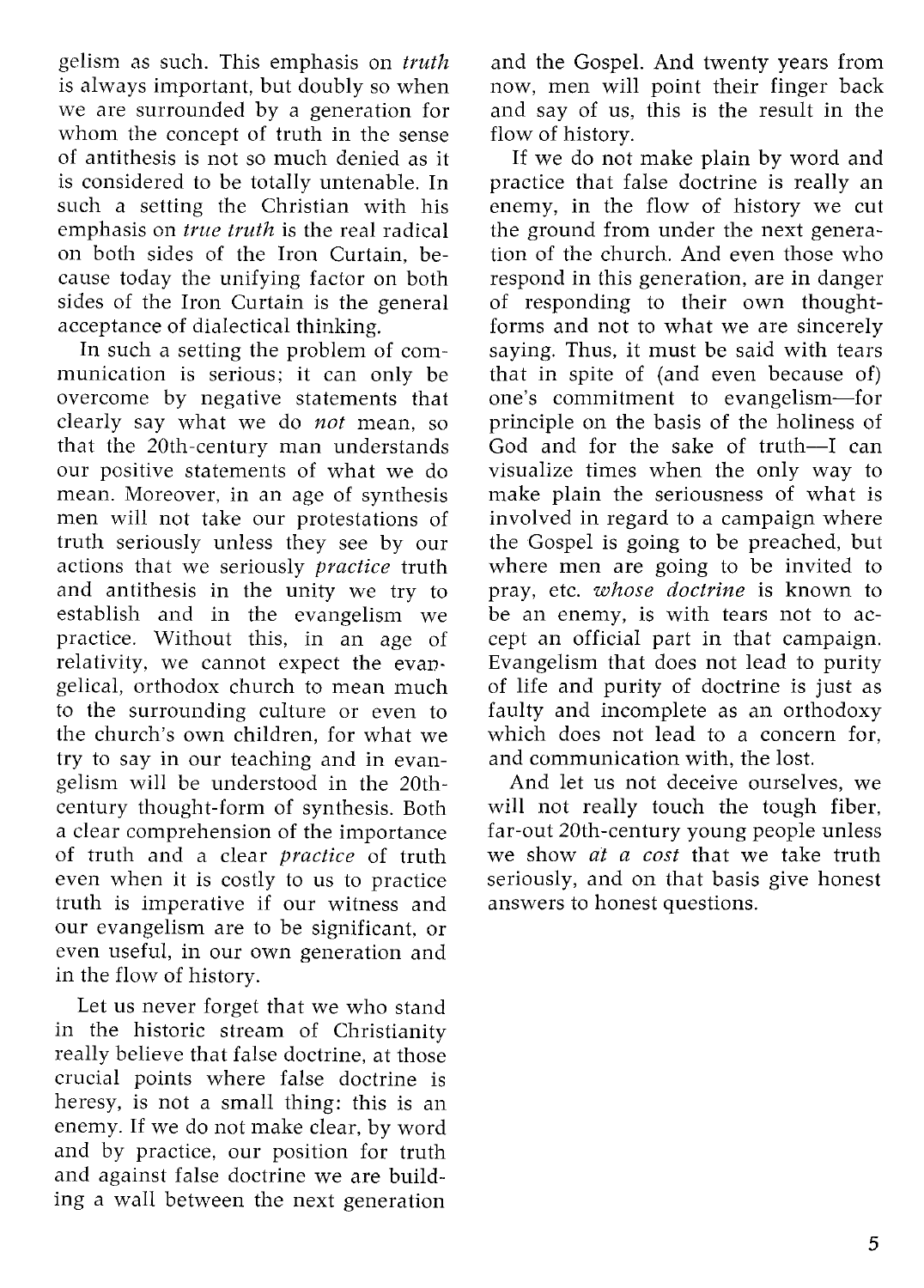gelism as such. This emphasis on *truth* is always important, but doubly so when we are surrounded by a generation for whom the concept of truth in the sense of antithesis is not so much denied as it is considered to be totally untenable. In such a setting the Christian with his emphasis on *true truth* is the real radical on both sides of the Iron Curtain, because today the unifying factor on both sides of the Iron Curtain is the general acceptance of dialectical thinking.

In such a setting the problem of communication is serious; it can only be overcome by negative statements that clearly say what we do *not* mean, so that the 20th-century man understands our positive statements of what we do mean. Moreover, in an age of synthesis men will not take our protestations of truth seriously unless they see by our actions that we seriously *practice* truth and antithesis in the unity we try to establish and in the evangelism we practice. Without this, in an age of relativity, we cannot expect the evangelical, orthodox church to mean much to the surrounding culture or even to the church's own children, for what we try to say in our teaching and in evangelism will be understood in the 20th-century thought-form of synthesis. Both a clear comprehension of the importance of truth and a clear *practice* of truth even when it is costly to us to practice truth is imperative if our witness and our evangelism are to be significant, or even useful, in our own generation and in the flow of history.

Let us never forget that we who stand in the historic stream of Christianity really believe that false doctrine, at those crucial points where false doctrine is heresy, is not a small thing: this is an enemy. If we do not make clear, by word and by practice, our position for truth and against false doctrine we are building a wall between the next generation and the Gospel. And twenty years from now, men will point their finger back and say of us, this is the result in the flow of history.

If we do not make plain by word and practice that false doctrine is really an enemy, in the flow of history we cut the ground from under the next generation of the church. And even those who respond in this generation, are in danger of responding to their own thought-forms and not to what we are sincerely saying. Thus, it must be said with tears that in spite of (and even because of) one's commitment to evangelism—for principle on the basis of the holiness of God and for the sake of truth—I can visualize times when the only way to make plain the seriousness of what is involved in regard to a campaign where the Gospel is going to be preached, but where men are going to be invited to pray, etc. *whose doctrine* is known to be an enemy, is with tears not to accept an official part in that campaign. Evangelism that does not lead to purity of life and purity of doctrine is just as faulty and incomplete as an orthodoxy which does not lead to a concern for, and communication with, the lost.

And let us not deceive ourselves, we will not really touch the tough fiber, far-out 20th-century young people unless we show *at a cost* that we take truth seriously, and on that basis give honest answers to honest questions.